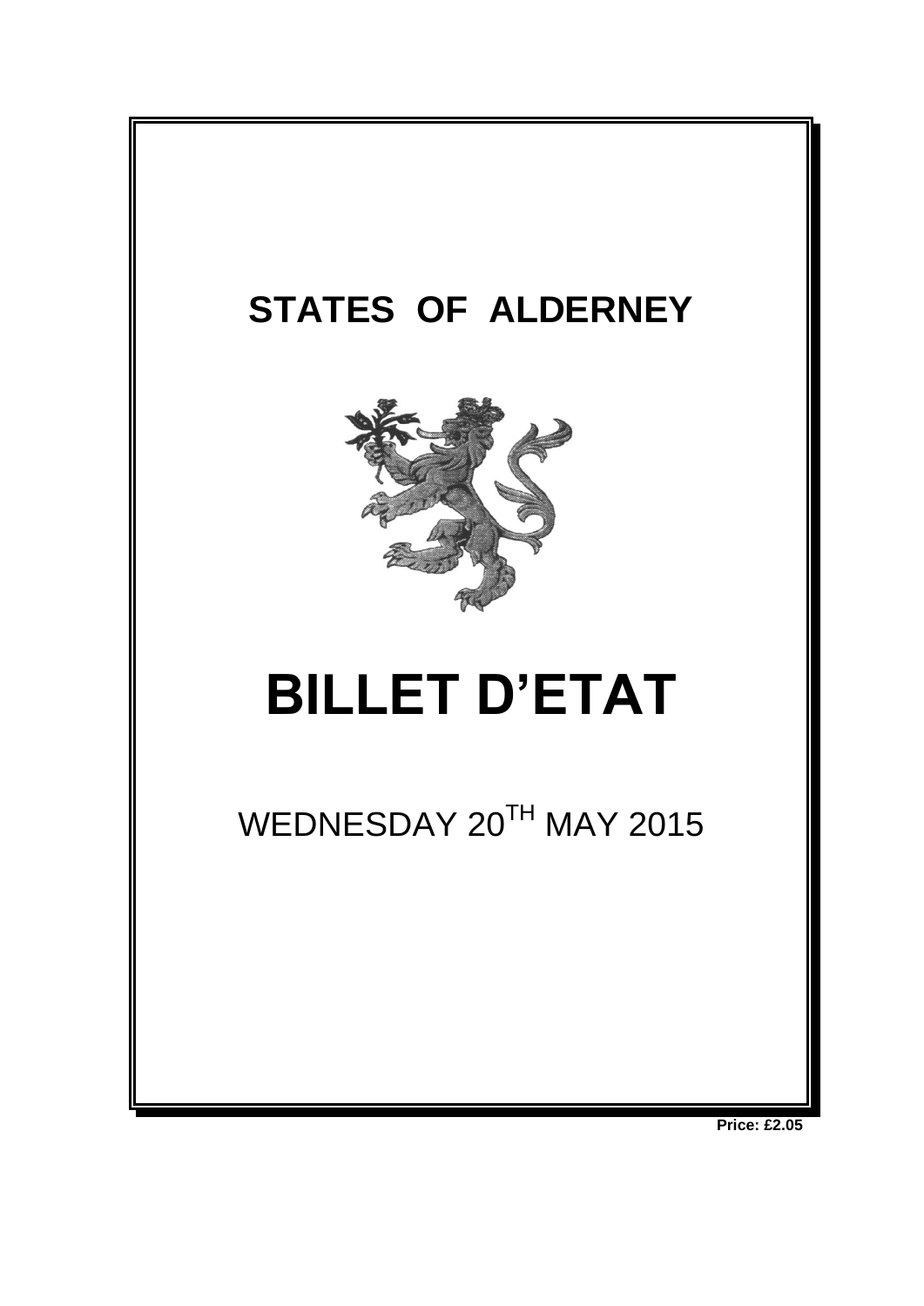# STATES OF ALDERNEY

# BILLET D'ETAT

WEDNESDAY 20TH MAY 2015

**Price: £2.05**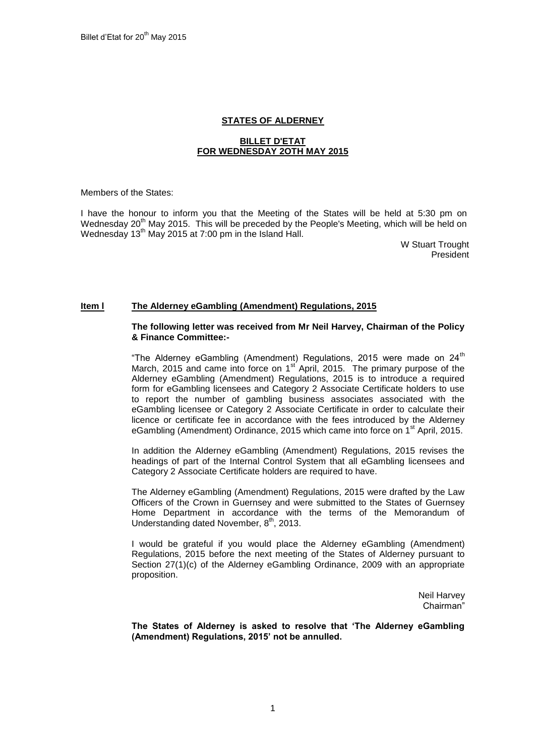## STATES OF ALDERNEY

### BILLET D'ETAT
### FOR WEDNESDAY 2OTH MAY 2015

Members of the States:

I have the honour to inform you that the Meeting of the States will be held at 5:30 pm on Wednesday 20th May 2015. This will be preceded by the People's Meeting, which will be held on Wednesday 13th May 2015 at 7:00 pm in the Island Hall.

W Stuart Trought
President

### Item l The Alderney eGambling (Amendment) Regulations, 2015

**The following letter was received from Mr Neil Harvey, Chairman of the Policy & Finance Committee:-**

"The Alderney eGambling (Amendment) Regulations, 2015 were made on 24th March, 2015 and came into force on 1st April, 2015. The primary purpose of the Alderney eGambling (Amendment) Regulations, 2015 is to introduce a required form for eGambling licensees and Category 2 Associate Certificate holders to use to report the number of gambling business associates associated with the eGambling licensee or Category 2 Associate Certificate in order to calculate their licence or certificate fee in accordance with the fees introduced by the Alderney eGambling (Amendment) Ordinance, 2015 which came into force on 1st April, 2015.

In addition the Alderney eGambling (Amendment) Regulations, 2015 revises the headings of part of the Internal Control System that all eGambling licensees and Category 2 Associate Certificate holders are required to have.

The Alderney eGambling (Amendment) Regulations, 2015 were drafted by the Law Officers of the Crown in Guernsey and were submitted to the States of Guernsey Home Department in accordance with the terms of the Memorandum of Understanding dated November, 8th, 2013.

I would be grateful if you would place the Alderney eGambling (Amendment) Regulations, 2015 before the next meeting of the States of Alderney pursuant to Section 27(1)(c) of the Alderney eGambling Ordinance, 2009 with an appropriate proposition.

Neil Harvey
Chairman"

**The States of Alderney is asked to resolve that 'The Alderney eGambling (Amendment) Regulations, 2015' not be annulled.**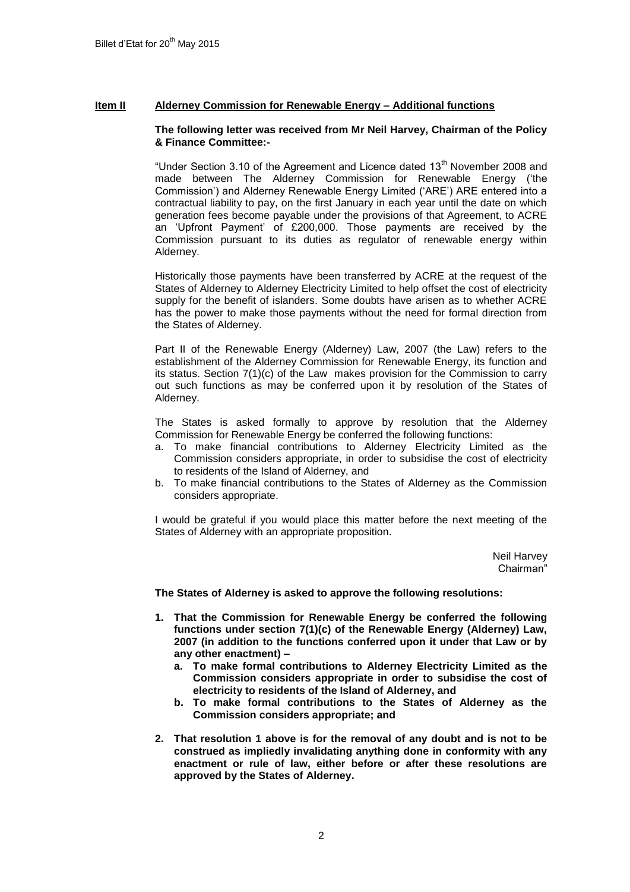## Item II Alderney Commission for Renewable Energy – Additional functions

**The following letter was received from Mr Neil Harvey, Chairman of the Policy & Finance Committee:-**

"Under Section 3.10 of the Agreement and Licence dated 13th November 2008 and made between The Alderney Commission for Renewable Energy ('the Commission') and Alderney Renewable Energy Limited ('ARE') ARE entered into a contractual liability to pay, on the first January in each year until the date on which generation fees become payable under the provisions of that Agreement, to ACRE an 'Upfront Payment' of £200,000. Those payments are received by the Commission pursuant to its duties as regulator of renewable energy within Alderney.

Historically those payments have been transferred by ACRE at the request of the States of Alderney to Alderney Electricity Limited to help offset the cost of electricity supply for the benefit of islanders. Some doubts have arisen as to whether ACRE has the power to make those payments without the need for formal direction from the States of Alderney.

Part II of the Renewable Energy (Alderney) Law, 2007 (the Law) refers to the establishment of the Alderney Commission for Renewable Energy, its function and its status. Section 7(1)(c) of the Law makes provision for the Commission to carry out such functions as may be conferred upon it by resolution of the States of Alderney.

The States is asked formally to approve by resolution that the Alderney Commission for Renewable Energy be conferred the following functions:

a. To make financial contributions to Alderney Electricity Limited as the Commission considers appropriate, in order to subsidise the cost of electricity to residents of the Island of Alderney, and
b. To make financial contributions to the States of Alderney as the Commission considers appropriate.

I would be grateful if you would place this matter before the next meeting of the States of Alderney with an appropriate proposition.

Neil Harvey
Chairman"

**The States of Alderney is asked to approve the following resolutions:**

1. **That the Commission for Renewable Energy be conferred the following functions under section 7(1)(c) of the Renewable Energy (Alderney) Law, 2007 (in addition to the functions conferred upon it under that Law or by any other enactment) –**
   a. **To make formal contributions to Alderney Electricity Limited as the Commission considers appropriate in order to subsidise the cost of electricity to residents of the Island of Alderney, and**
   b. **To make formal contributions to the States of Alderney as the Commission considers appropriate; and**
2. **That resolution 1 above is for the removal of any doubt and is not to be construed as impliedly invalidating anything done in conformity with any enactment or rule of law, either before or after these resolutions are approved by the States of Alderney.**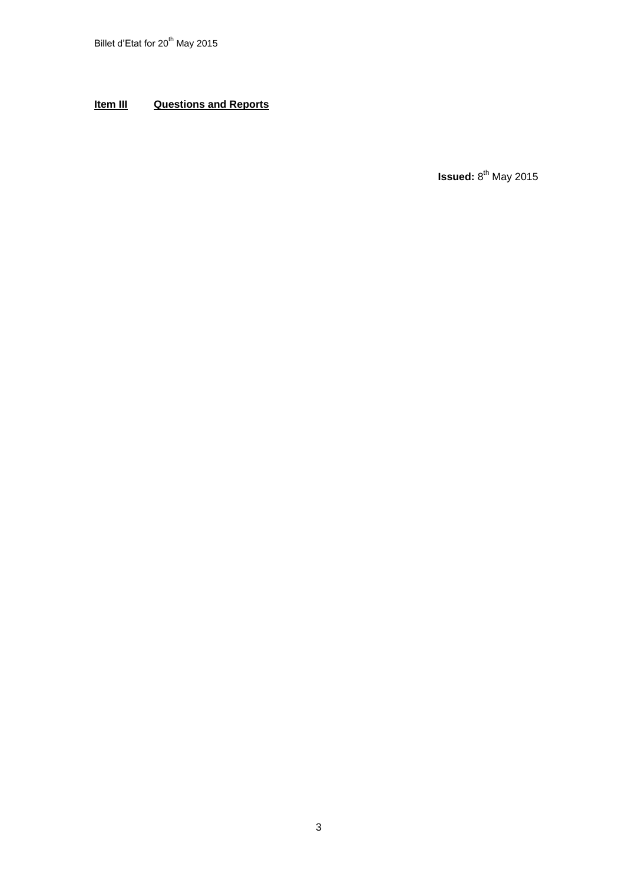**Item III Questions and Reports**

**Issued:** 8th May 2015